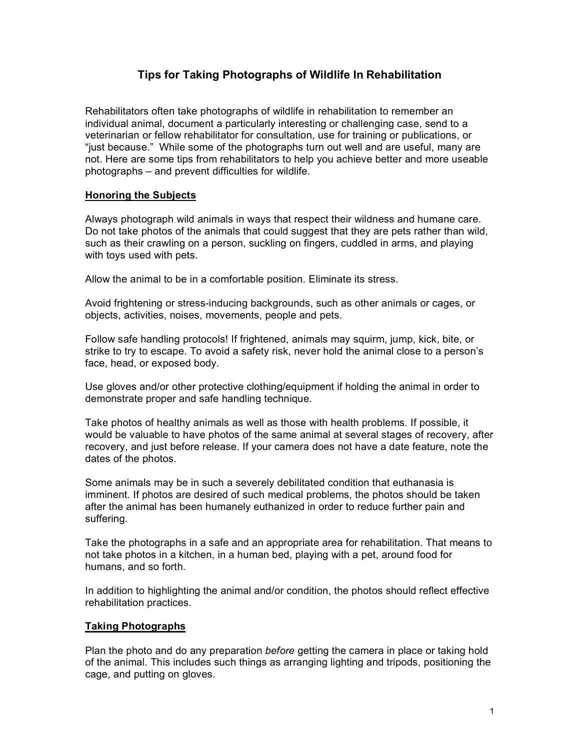# Tips for Taking Photographs of Wildlife In Rehabilitation

Rehabilitators often take photographs of wildlife in rehabilitation to remember an individual animal, document a particularly interesting or challenging case, send to a veterinarian or fellow rehabilitator for consultation, use for training or publications, or "just because." While some of the photographs turn out well and are useful, many are not. Here are some tips from rehabilitators to help you achieve better and more useable photographs – and prevent difficulties for wildlife.

## Honoring the Subjects

Always photograph wild animals in ways that respect their wildness and humane care. Do not take photos of the animals that could suggest that they are pets rather than wild, such as their crawling on a person, suckling on fingers, cuddled in arms, and playing with toys used with pets.

Allow the animal to be in a comfortable position. Eliminate its stress.

Avoid frightening or stress-inducing backgrounds, such as other animals or cages, or objects, activities, noises, movements, people and pets.

Follow safe handling protocols! If frightened, animals may squirm, jump, kick, bite, or strike to try to escape. To avoid a safety risk, never hold the animal close to a person's face, head, or exposed body.

Use gloves and/or other protective clothing/equipment if holding the animal in order to demonstrate proper and safe handling technique.

Take photos of healthy animals as well as those with health problems. If possible, it would be valuable to have photos of the same animal at several stages of recovery, after recovery, and just before release. If your camera does not have a date feature, note the dates of the photos.

Some animals may be in such a severely debilitated condition that euthanasia is imminent. If photos are desired of such medical problems, the photos should be taken after the animal has been humanely euthanized in order to reduce further pain and suffering.

Take the photographs in a safe and an appropriate area for rehabilitation. That means to not take photos in a kitchen, in a human bed, playing with a pet, around food for humans, and so forth.

In addition to highlighting the animal and/or condition, the photos should reflect effective rehabilitation practices.

## Taking Photographs

Plan the photo and do any preparation *before* getting the camera in place or taking hold of the animal. This includes such things as arranging lighting and tripods, positioning the cage, and putting on gloves.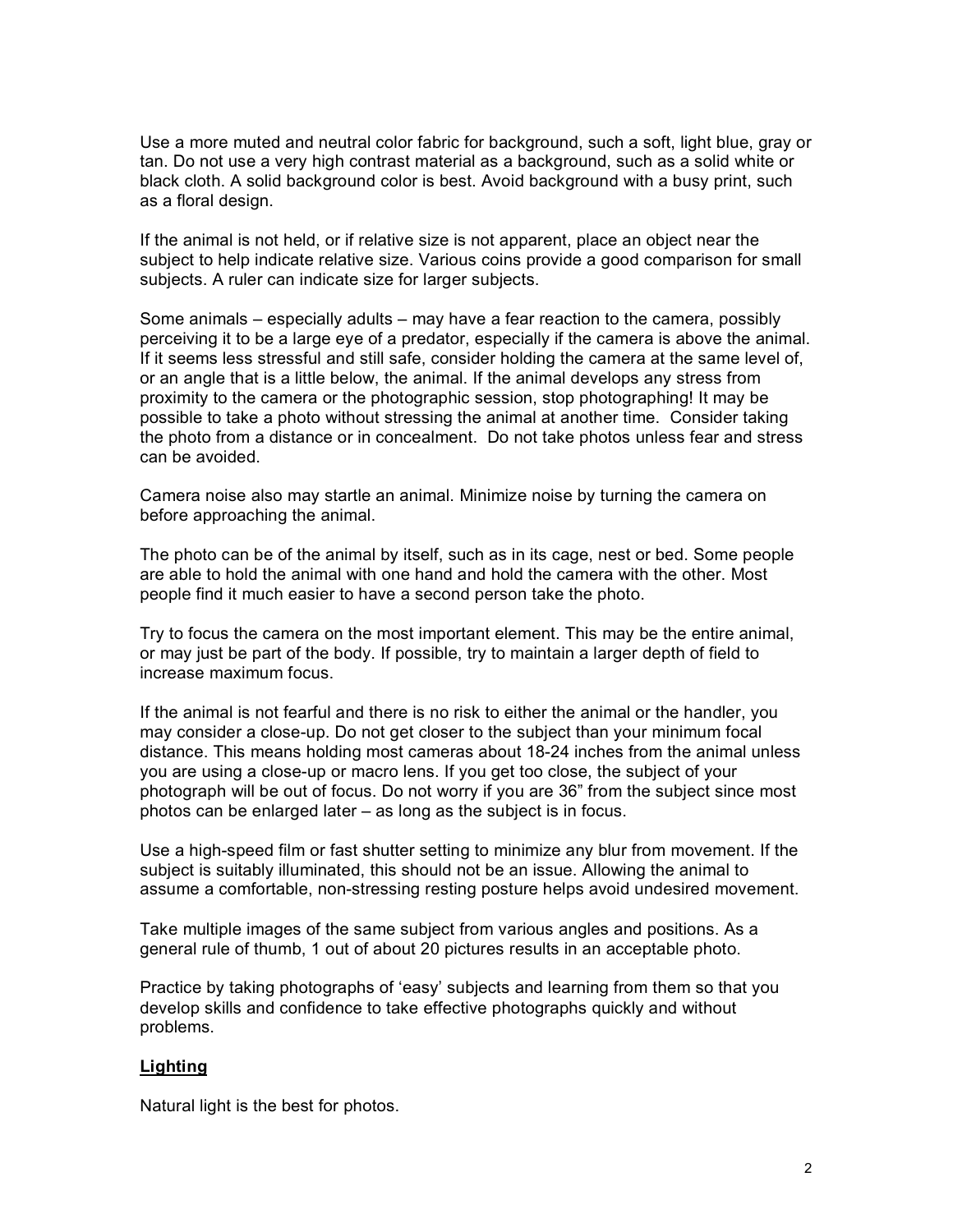Use a more muted and neutral color fabric for background, such a soft, light blue, gray or tan. Do not use a very high contrast material as a background, such as a solid white or black cloth. A solid background color is best. Avoid background with a busy print, such as a floral design.

If the animal is not held, or if relative size is not apparent, place an object near the subject to help indicate relative size. Various coins provide a good comparison for small subjects. A ruler can indicate size for larger subjects.

Some animals – especially adults – may have a fear reaction to the camera, possibly perceiving it to be a large eye of a predator, especially if the camera is above the animal. If it seems less stressful and still safe, consider holding the camera at the same level of, or an angle that is a little below, the animal. If the animal develops any stress from proximity to the camera or the photographic session, stop photographing! It may be possible to take a photo without stressing the animal at another time. Consider taking the photo from a distance or in concealment. Do not take photos unless fear and stress can be avoided.

Camera noise also may startle an animal. Minimize noise by turning the camera on before approaching the animal.

The photo can be of the animal by itself, such as in its cage, nest or bed. Some people are able to hold the animal with one hand and hold the camera with the other. Most people find it much easier to have a second person take the photo.

Try to focus the camera on the most important element. This may be the entire animal, or may just be part of the body. If possible, try to maintain a larger depth of field to increase maximum focus.

If the animal is not fearful and there is no risk to either the animal or the handler, you may consider a close-up. Do not get closer to the subject than your minimum focal distance. This means holding most cameras about 18-24 inches from the animal unless you are using a close-up or macro lens. If you get too close, the subject of your photograph will be out of focus. Do not worry if you are 36" from the subject since most photos can be enlarged later – as long as the subject is in focus.

Use a high-speed film or fast shutter setting to minimize any blur from movement. If the subject is suitably illuminated, this should not be an issue. Allowing the animal to assume a comfortable, non-stressing resting posture helps avoid undesired movement.

Take multiple images of the same subject from various angles and positions. As a general rule of thumb, 1 out of about 20 pictures results in an acceptable photo.

Practice by taking photographs of 'easy' subjects and learning from them so that you develop skills and confidence to take effective photographs quickly and without problems.

## Lighting

Natural light is the best for photos.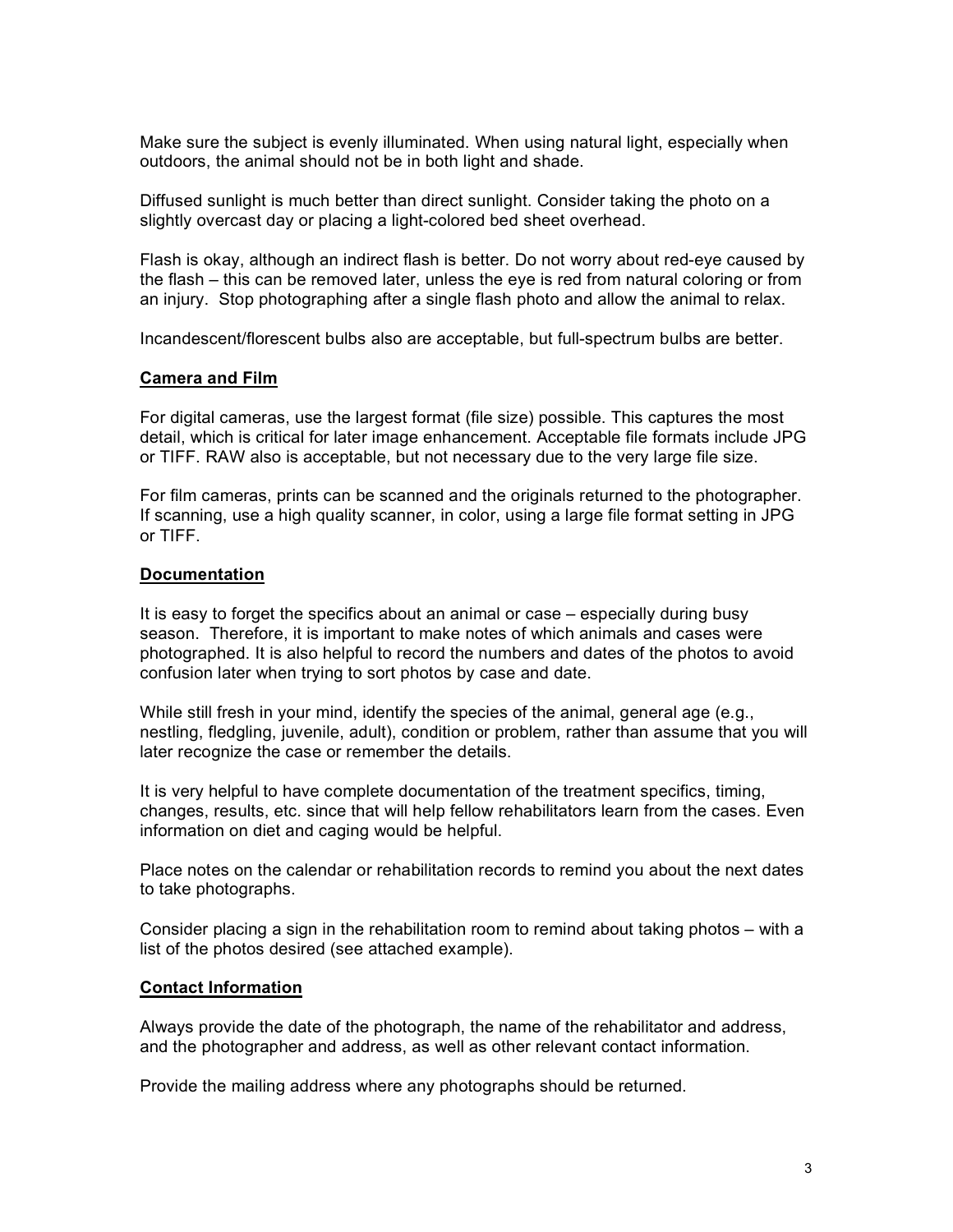Make sure the subject is evenly illuminated. When using natural light, especially when outdoors, the animal should not be in both light and shade.

Diffused sunlight is much better than direct sunlight. Consider taking the photo on a slightly overcast day or placing a light-colored bed sheet overhead.

Flash is okay, although an indirect flash is better. Do not worry about red-eye caused by the flash – this can be removed later, unless the eye is red from natural coloring or from an injury. Stop photographing after a single flash photo and allow the animal to relax.

Incandescent/florescent bulbs also are acceptable, but full-spectrum bulbs are better.

## Camera and Film

For digital cameras, use the largest format (file size) possible. This captures the most detail, which is critical for later image enhancement. Acceptable file formats include JPG or TIFF. RAW also is acceptable, but not necessary due to the very large file size.

For film cameras, prints can be scanned and the originals returned to the photographer. If scanning, use a high quality scanner, in color, using a large file format setting in JPG or TIFF.

## Documentation

It is easy to forget the specifics about an animal or case – especially during busy season. Therefore, it is important to make notes of which animals and cases were photographed. It is also helpful to record the numbers and dates of the photos to avoid confusion later when trying to sort photos by case and date.

While still fresh in your mind, identify the species of the animal, general age (e.g., nestling, fledgling, juvenile, adult), condition or problem, rather than assume that you will later recognize the case or remember the details.

It is very helpful to have complete documentation of the treatment specifics, timing, changes, results, etc. since that will help fellow rehabilitators learn from the cases. Even information on diet and caging would be helpful.

Place notes on the calendar or rehabilitation records to remind you about the next dates to take photographs.

Consider placing a sign in the rehabilitation room to remind about taking photos – with a list of the photos desired (see attached example).

## Contact Information

Always provide the date of the photograph, the name of the rehabilitator and address, and the photographer and address, as well as other relevant contact information.

Provide the mailing address where any photographs should be returned.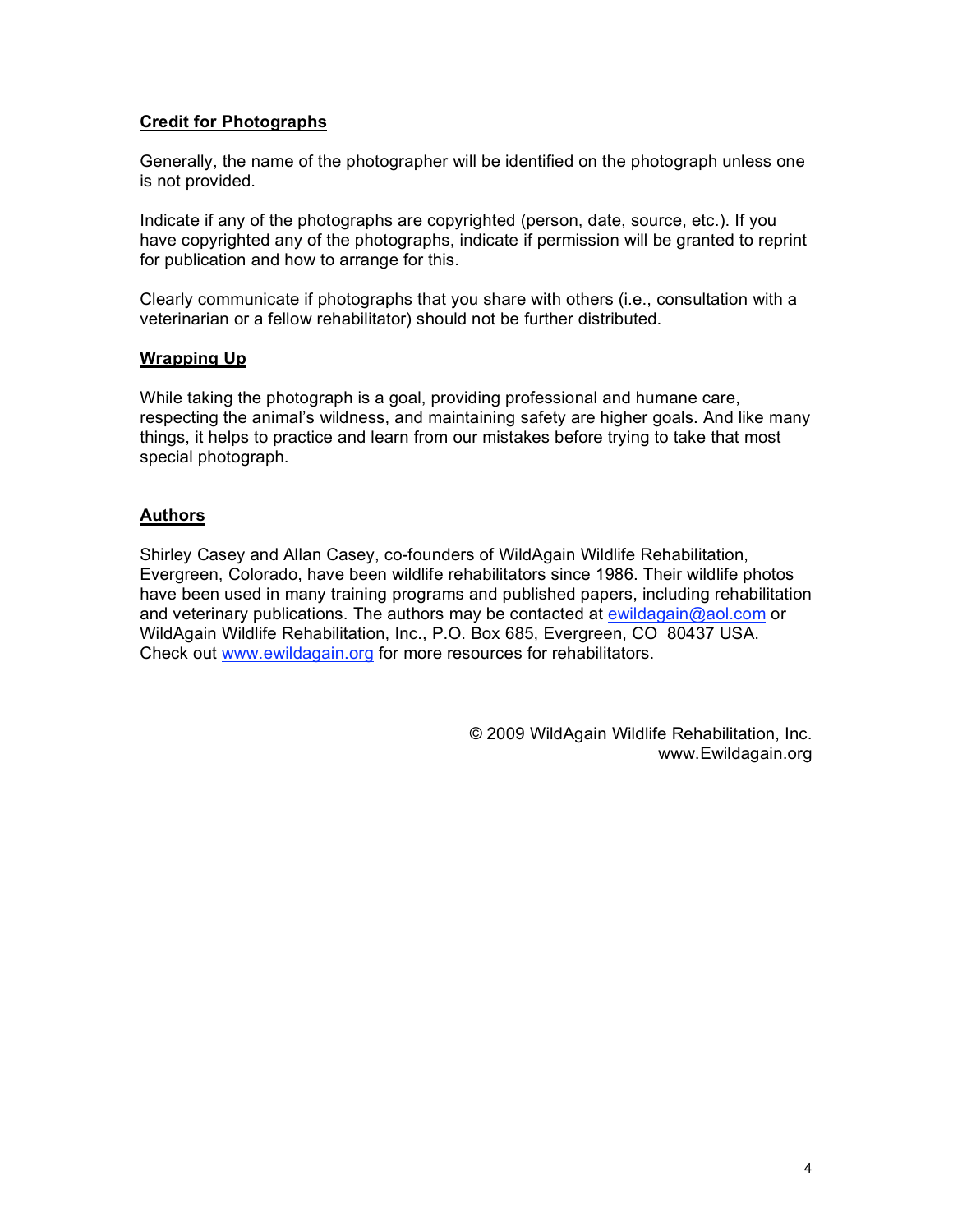## Credit for Photographs

Generally, the name of the photographer will be identified on the photograph unless one is not provided.

Indicate if any of the photographs are copyrighted (person, date, source, etc.). If you have copyrighted any of the photographs, indicate if permission will be granted to reprint for publication and how to arrange for this.

Clearly communicate if photographs that you share with others (i.e., consultation with a veterinarian or a fellow rehabilitator) should not be further distributed.

## Wrapping Up

While taking the photograph is a goal, providing professional and humane care, respecting the animal's wildness, and maintaining safety are higher goals. And like many things, it helps to practice and learn from our mistakes before trying to take that most special photograph.

## Authors

Shirley Casey and Allan Casey, co-founders of WildAgain Wildlife Rehabilitation, Evergreen, Colorado, have been wildlife rehabilitators since 1986. Their wildlife photos have been used in many training programs and published papers, including rehabilitation and veterinary publications. The authors may be contacted at ewildagain@aol.com or WildAgain Wildlife Rehabilitation, Inc., P.O. Box 685, Evergreen, CO 80437 USA. Check out www.ewildagain.org for more resources for rehabilitators.

© 2009 WildAgain Wildlife Rehabilitation, Inc.
www.Ewildagain.org